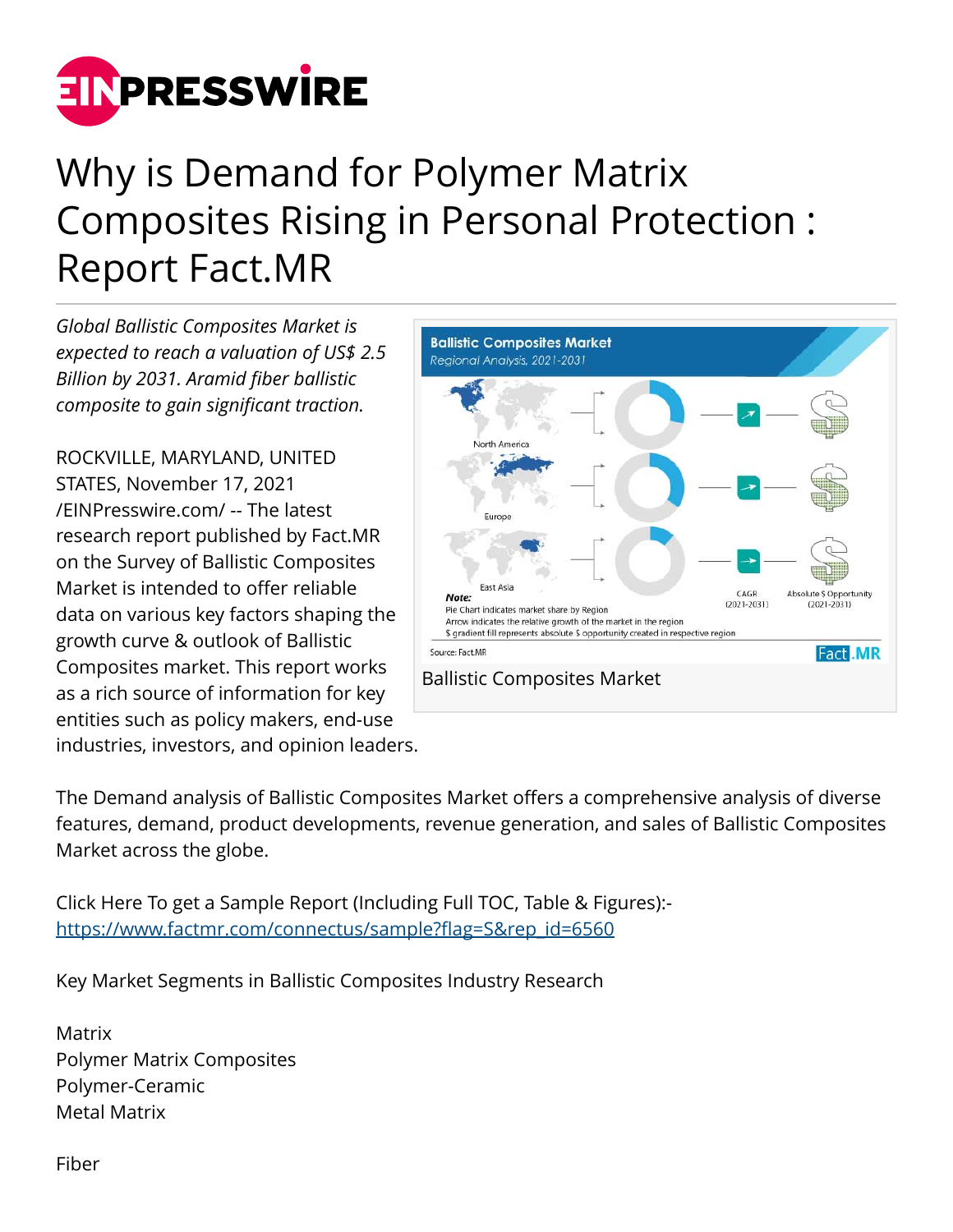# Why is Demand for Polymer Matrix Composites Rising in Personal Protection : Report Fact.MR

*Global Ballistic Composites Market is expected to reach a valuation of US$ 2.5 Billion by 2031. Aramid fiber ballistic composite to gain significant traction.*

ROCKVILLE, MARYLAND, UNITED STATES, November 17, 2021 /EINPresswire.com/ -- The latest research report published by Fact.MR on the Survey of Ballistic Composites Market is intended to offer reliable data on various key factors shaping the growth curve & outlook of Ballistic Composites market. This report works as a rich source of information for key entities such as policy makers, end-use industries, investors, and opinion leaders.

Ballistic Composites Market

The Demand analysis of Ballistic Composites Market offers a comprehensive analysis of diverse features, demand, product developments, revenue generation, and sales of Ballistic Composites Market across the globe.

Click Here To get a Sample Report (Including Full TOC, Table & Figures):- https://www.factmr.com/connectus/sample?flag=S&rep_id=6560

Key Market Segments in Ballistic Composites Industry Research

Matrix
Polymer Matrix Composites
Polymer-Ceramic
Metal Matrix

Fiber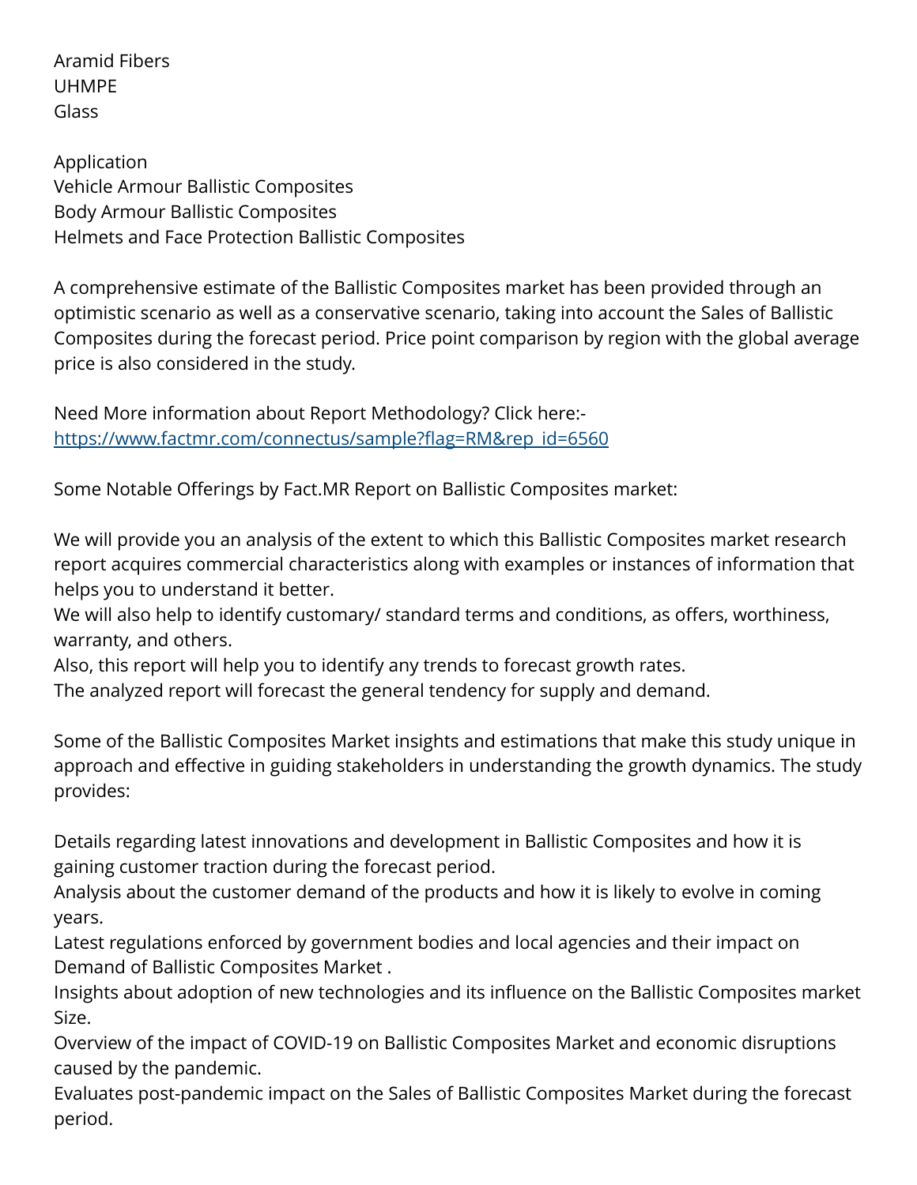Aramid Fibers
UHMPE
Glass

Application
Vehicle Armour Ballistic Composites
Body Armour Ballistic Composites
Helmets and Face Protection Ballistic Composites

A comprehensive estimate of the Ballistic Composites market has been provided through an optimistic scenario as well as a conservative scenario, taking into account the Sales of Ballistic Composites during the forecast period. Price point comparison by region with the global average price is also considered in the study.

Need More information about Report Methodology? Click here:-
https://www.factmr.com/connectus/sample?flag=RM&rep_id=6560

Some Notable Offerings by Fact.MR Report on Ballistic Composites market:

We will provide you an analysis of the extent to which this Ballistic Composites market research report acquires commercial characteristics along with examples or instances of information that helps you to understand it better.
We will also help to identify customary/ standard terms and conditions, as offers, worthiness, warranty, and others.
Also, this report will help you to identify any trends to forecast growth rates.
The analyzed report will forecast the general tendency for supply and demand.

Some of the Ballistic Composites Market insights and estimations that make this study unique in approach and effective in guiding stakeholders in understanding the growth dynamics. The study provides:

Details regarding latest innovations and development in Ballistic Composites and how it is gaining customer traction during the forecast period.
Analysis about the customer demand of the products and how it is likely to evolve in coming years.
Latest regulations enforced by government bodies and local agencies and their impact on Demand of Ballistic Composites Market .
Insights about adoption of new technologies and its influence on the Ballistic Composites market Size.
Overview of the impact of COVID-19 on Ballistic Composites Market and economic disruptions caused by the pandemic.
Evaluates post-pandemic impact on the Sales of Ballistic Composites Market during the forecast period.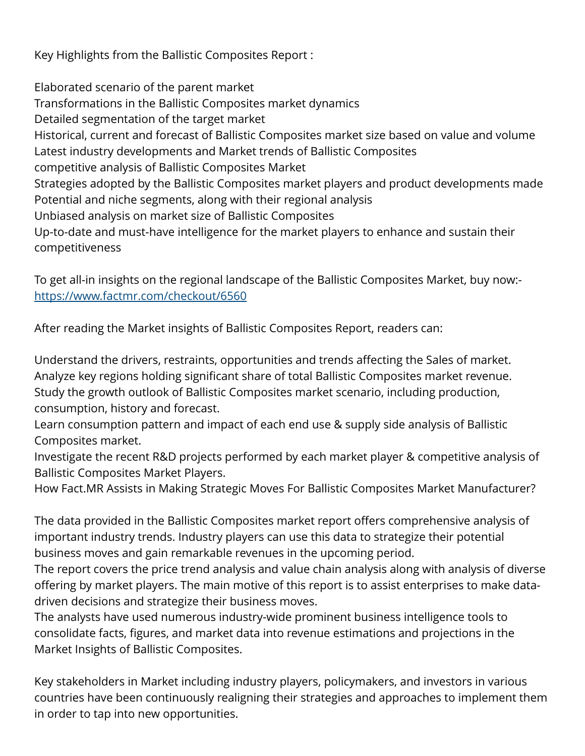Key Highlights from the Ballistic Composites Report :

Elaborated scenario of the parent market
Transformations in the Ballistic Composites market dynamics
Detailed segmentation of the target market
Historical, current and forecast of Ballistic Composites market size based on value and volume
Latest industry developments and Market trends of Ballistic Composites
competitive analysis of Ballistic Composites Market
Strategies adopted by the Ballistic Composites market players and product developments made
Potential and niche segments, along with their regional analysis
Unbiased analysis on market size of Ballistic Composites
Up-to-date and must-have intelligence for the market players to enhance and sustain their competitiveness

To get all-in insights on the regional landscape of the Ballistic Composites Market, buy now:- [https://www.factmr.com/checkout/6560](https://www.factmr.com/checkout/6560)

After reading the Market insights of Ballistic Composites Report, readers can:

Understand the drivers, restraints, opportunities and trends affecting the Sales of market.
Analyze key regions holding significant share of total Ballistic Composites market revenue.
Study the growth outlook of Ballistic Composites market scenario, including production, consumption, history and forecast.
Learn consumption pattern and impact of each end use & supply side analysis of Ballistic Composites market.
Investigate the recent R&D projects performed by each market player & competitive analysis of Ballistic Composites Market Players.
How Fact.MR Assists in Making Strategic Moves For Ballistic Composites Market Manufacturer?

The data provided in the Ballistic Composites market report offers comprehensive analysis of important industry trends. Industry players can use this data to strategize their potential business moves and gain remarkable revenues in the upcoming period.
The report covers the price trend analysis and value chain analysis along with analysis of diverse offering by market players. The main motive of this report is to assist enterprises to make data-driven decisions and strategize their business moves.
The analysts have used numerous industry-wide prominent business intelligence tools to consolidate facts, figures, and market data into revenue estimations and projections in the Market Insights of Ballistic Composites.

Key stakeholders in Market including industry players, policymakers, and investors in various countries have been continuously realigning their strategies and approaches to implement them in order to tap into new opportunities.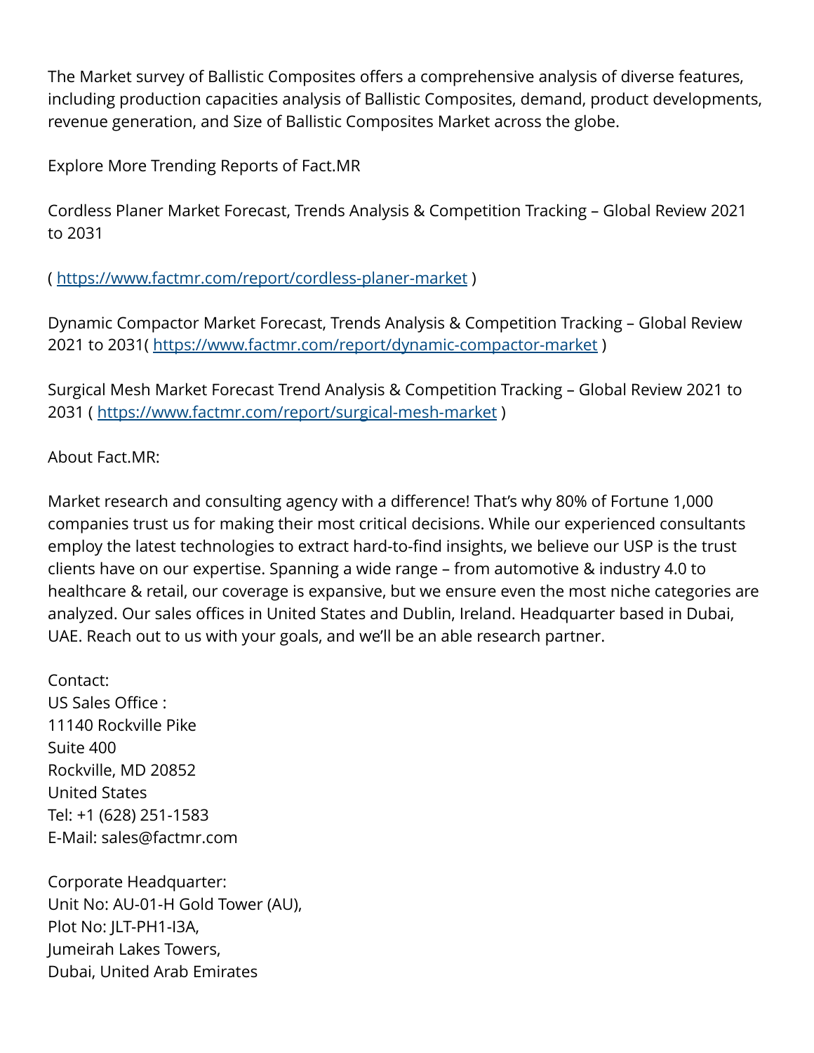The Market survey of Ballistic Composites offers a comprehensive analysis of diverse features, including production capacities analysis of Ballistic Composites, demand, product developments, revenue generation, and Size of Ballistic Composites Market across the globe.

Explore More Trending Reports of Fact.MR

Cordless Planer Market Forecast, Trends Analysis & Competition Tracking – Global Review 2021 to 2031

( https://www.factmr.com/report/cordless-planer-market )

Dynamic Compactor Market Forecast, Trends Analysis & Competition Tracking – Global Review 2021 to 2031( https://www.factmr.com/report/dynamic-compactor-market )

Surgical Mesh Market Forecast Trend Analysis & Competition Tracking – Global Review 2021 to 2031 ( https://www.factmr.com/report/surgical-mesh-market )

About Fact.MR:

Market research and consulting agency with a difference! That's why 80% of Fortune 1,000 companies trust us for making their most critical decisions. While our experienced consultants employ the latest technologies to extract hard-to-find insights, we believe our USP is the trust clients have on our expertise. Spanning a wide range – from automotive & industry 4.0 to healthcare & retail, our coverage is expansive, but we ensure even the most niche categories are analyzed. Our sales offices in United States and Dublin, Ireland. Headquarter based in Dubai, UAE. Reach out to us with your goals, and we'll be an able research partner.

Contact:
US Sales Office :
11140 Rockville Pike
Suite 400
Rockville, MD 20852
United States
Tel: +1 (628) 251-1583
E-Mail: sales@factmr.com

Corporate Headquarter:
Unit No: AU-01-H Gold Tower (AU),
Plot No: JLT-PH1-I3A,
Jumeirah Lakes Towers,
Dubai, United Arab Emirates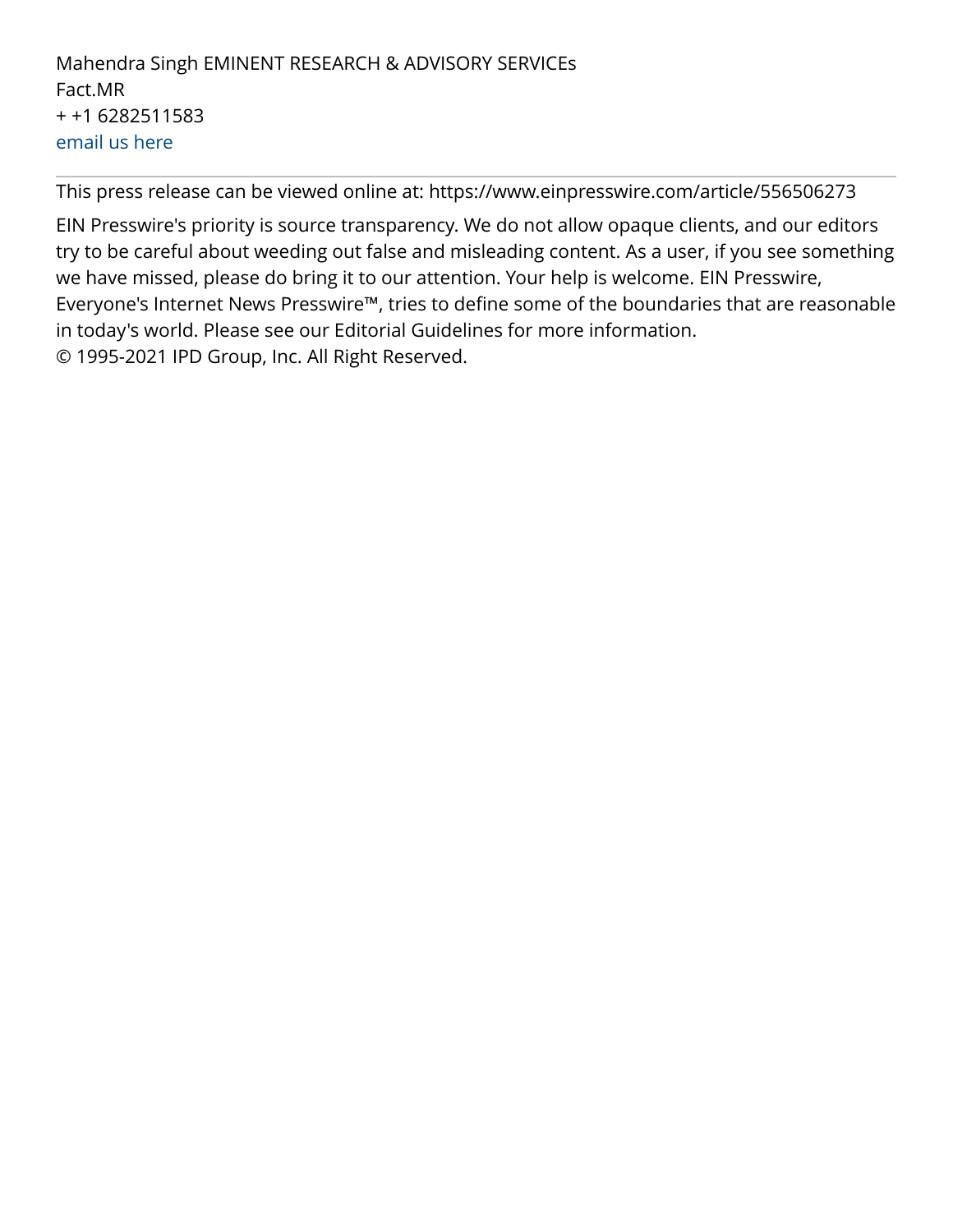Mahendra Singh EMINENT RESEARCH & ADVISORY SERVICEs
Fact.MR
+ +1 6282511583
email us here

---

This press release can be viewed online at: https://www.einpresswire.com/article/556506273

EIN Presswire's priority is source transparency. We do not allow opaque clients, and our editors try to be careful about weeding out false and misleading content. As a user, if you see something we have missed, please do bring it to our attention. Your help is welcome. EIN Presswire, Everyone's Internet News Presswire™, tries to define some of the boundaries that are reasonable in today's world. Please see our Editorial Guidelines for more information.
© 1995-2021 IPD Group, Inc. All Right Reserved.